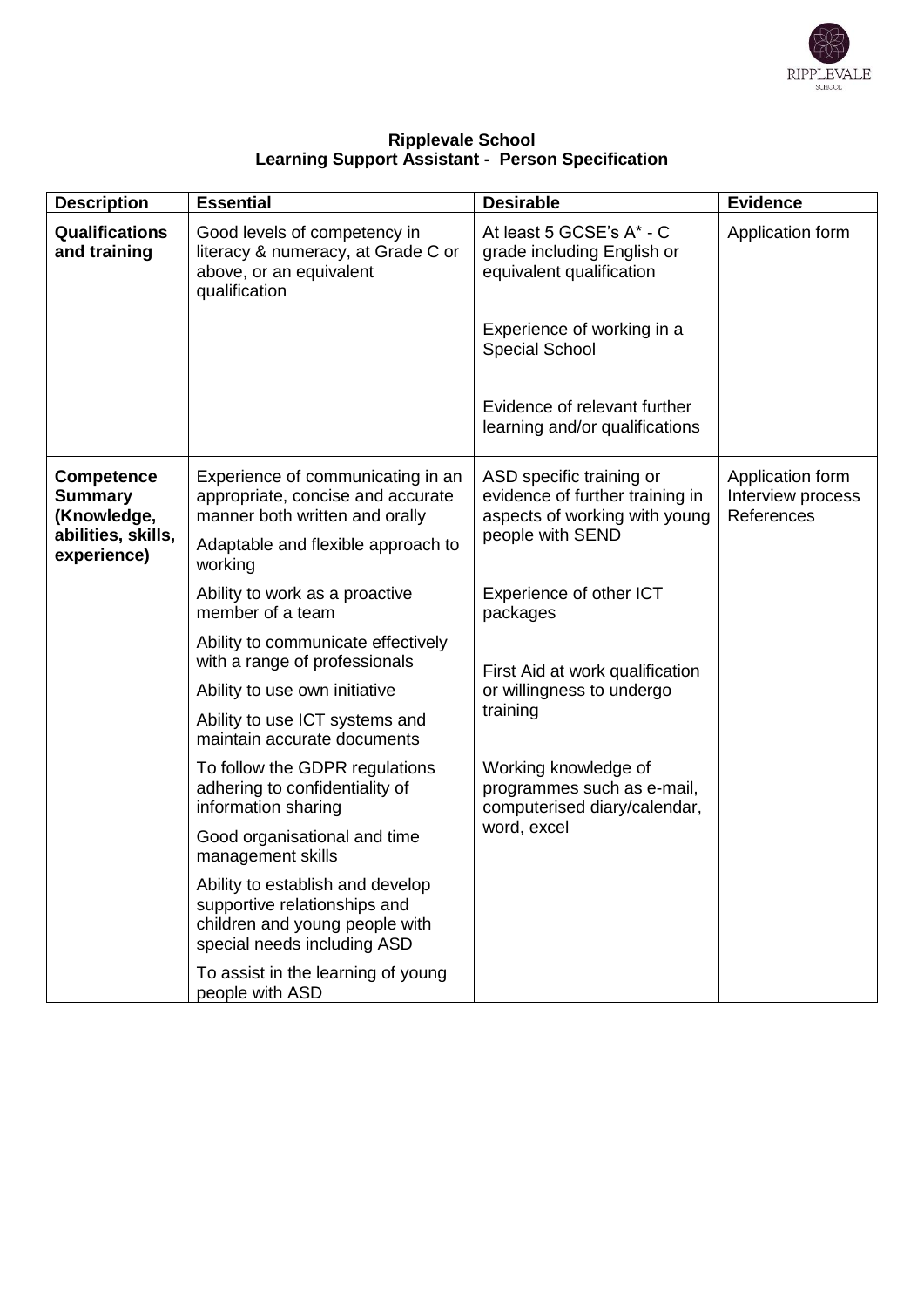**Ripplevale School**
**Learning Support Assistant - Person Specification**

| Description | Essential | Desirable | Evidence |
|---|---|---|---|
| **Qualifications and training** | Good levels of competency in literacy & numeracy, at Grade C or above, or an equivalent qualification | At least 5 GCSE's A* - C grade including English or equivalent qualification<br><br>Experience of working in a Special School<br><br>Evidence of relevant further learning and/or qualifications | Application form |
| **Competence Summary (Knowledge, abilities, skills, experience)** | Experience of communicating in an appropriate, concise and accurate manner both written and orally<br><br>Adaptable and flexible approach to working<br><br>Ability to work as a proactive member of a team<br><br>Ability to communicate effectively with a range of professionals<br><br>Ability to use own initiative<br><br>Ability to use ICT systems and maintain accurate documents<br><br>To follow the GDPR regulations adhering to confidentiality of information sharing<br><br>Good organisational and time management skills<br><br>Ability to establish and develop supportive relationships and children and young people with special needs including ASD<br><br>To assist in the learning of young people with ASD | ASD specific training or evidence of further training in aspects of working with young people with SEND<br><br>Experience of other ICT packages<br><br>First Aid at work qualification or willingness to undergo training<br><br>Working knowledge of programmes such as e-mail, computerised diary/calendar, word, excel | Application form<br>Interview process<br>References |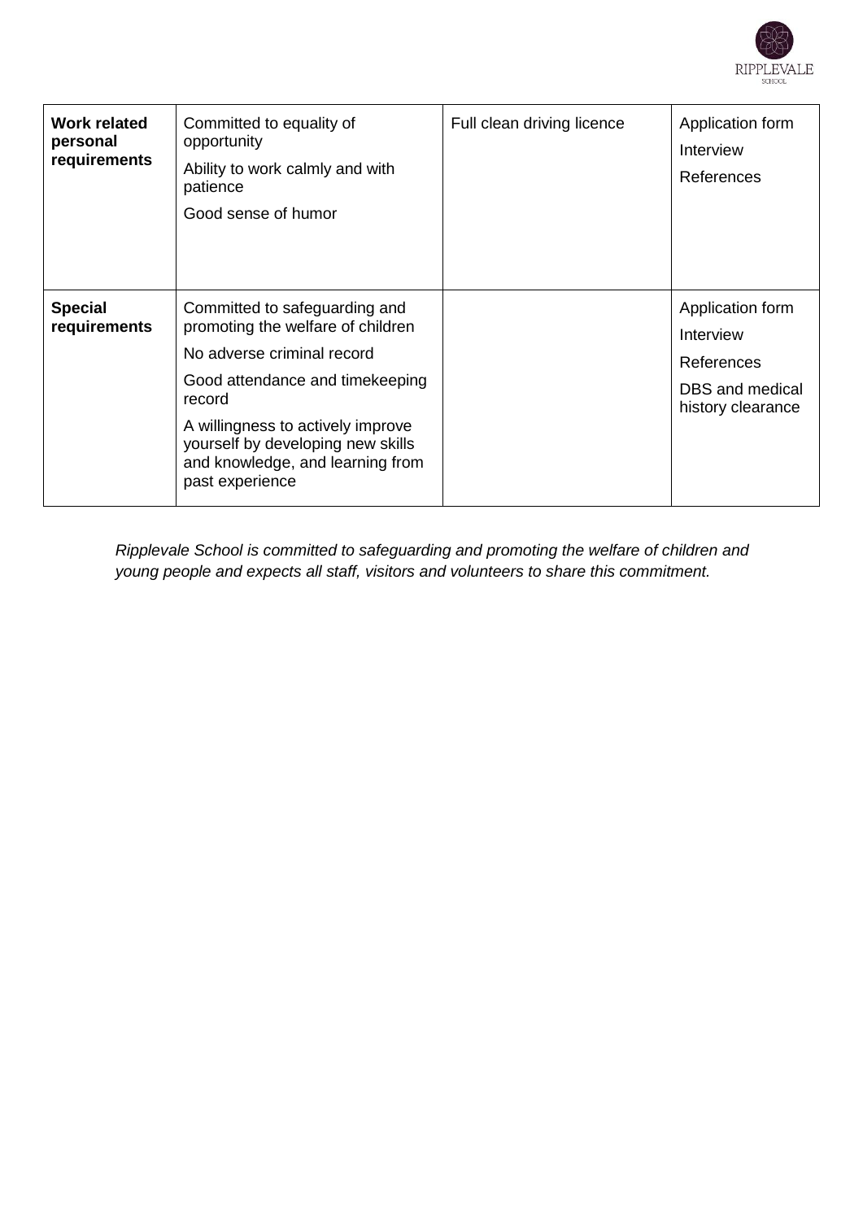| | | | |
|---|---|---|---|
| **Work related personal requirements** | Committed to equality of opportunity<br>Ability to work calmly and with patience<br>Good sense of humor | Full clean driving licence | Application form<br>Interview<br>References |
| **Special requirements** | Committed to safeguarding and promoting the welfare of children<br>No adverse criminal record<br>Good attendance and timekeeping record<br>A willingness to actively improve yourself by developing new skills and knowledge, and learning from past experience | | Application form<br>Interview<br>References<br>DBS and medical history clearance |

*Ripplevale School is committed to safeguarding and promoting the welfare of children and young people and expects all staff, visitors and volunteers to share this commitment.*